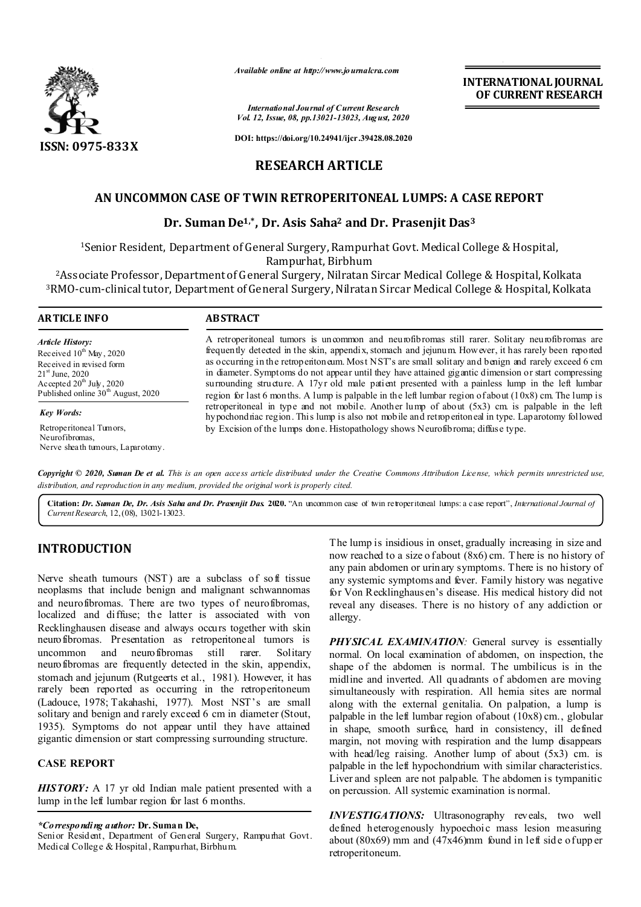Available online at http://www.journalcra.com

International Journal of Current Research
Vol. 12, Issue, 08, pp.13021-13023, August, 2020

DOI: https://doi.org/10.24941/ijcr.39428.08.2020

**INTERNATIONAL JOURNAL OF CURRENT RESEARCH**

ISSN: 0975-833X

## RESEARCH ARTICLE

# AN UNCOMMON CASE OF TWIN RETROPERITONEAL LUMPS: A CASE REPORT

**Dr. Suman De[1,*], Dr. Asis Saha[2] and Dr. Prasenjit Das[3]**

[1]Senior Resident, Department of General Surgery, Rampurhat Govt. Medical College & Hospital, Rampurhat, Birbhum

[2]Associate Professor, Department of General Surgery, Nilratan Sircar Medical College & Hospital, Kolkata

[3]RMO-cum-clinical tutor, Department of General Surgery, Nilratan Sircar Medical College & Hospital, Kolkata

### ARTICLE INFO

*Article History:*
Received 10th May, 2020
Received in revised form
21st June, 2020
Accepted 20th July, 2020
Published online 30th August, 2020

*Key Words:*
Retroperitoneal Tumors,
Neurofibromas,
Nerve sheath tumours, Laparotomy.

### ABSTRACT

A retroperitoneal tumors is uncommon and neurofibromas still rarer. Solitary neurofibromas are frequently detected in the skin, appendix, stomach and jejunum. However, it has rarely been reported as occurring in the retroperitoneum. Most NST's are small solitary and benign and rarely exceed 6 cm in diameter. Symptoms do not appear until they have attained gigantic dimension or start compressing surrounding structure. A 17yr old male patient presented with a painless lump in the left lumbar region for last 6 months. A lump is palpable in the left lumbar region of about (10x8) cm. The lump is retroperitoneal in type and not mobile. Another lump of about (5x3) cm. is palpable in the left hypochondriac region. This lump is also not mobile and retroperitoneal in type. Laparotomy followed by Excision of the lumps done. Histopathology shows Neurofibroma; diffuse type.

*Copyright © 2020, Suman De et al. This is an open access article distributed under the Creative Commons Attribution License, which permits unrestricted use, distribution, and reproduction in any medium, provided the original work is properly cited.*

**Citation:** *Dr. Suman De, Dr. Asis Saha and Dr. Prasenjit Das.* **2020.** "An uncommon case of twin retroperitoneal lumps: a case report", *International Journal of Current Research*, 12, (08), 13021-13023.

## INTRODUCTION

Nerve sheath tumours (NST) are a subclass of soft tissue neoplasms that include benign and malignant schwannomas and neurofibromas. There are two types of neurofibromas, localized and diffuse; the latter is associated with von Recklinghausen disease and always occurs together with skin neurofibromas. Presentation as retroperitoneal tumors is uncommon and neurofibromas still rarer. Solitary neurofibromas are frequently detected in the skin, appendix, stomach and jejunum (Rutgeerts et al., 1981). However, it has rarely been reported as occurring in the retroperitoneum (Ladouce, 1978; Takahashi, 1977). Most NST's are small solitary and benign and rarely exceed 6 cm in diameter (Stout, 1935). Symptoms do not appear until they have attained gigantic dimension or start compressing surrounding structure.

## CASE REPORT

***HISTORY:*** A 17 yr old Indian male patient presented with a lump in the left lumbar region for last 6 months. The lump is insidious in onset, gradually increasing in size and now reached to a size of about (8x6) cm. There is no history of any pain abdomen or urinary symptoms. There is no history of any systemic symptoms and fever. Family history was negative for Von Recklinghausen's disease. His medical history did not reveal any diseases. There is no history of any addiction or allergy.

***PHYSICAL EXAMINATION:*** General survey is essentially normal. On local examination of abdomen, on inspection, the shape of the abdomen is normal. The umbilicus is in the midline and inverted. All quadrants of abdomen are moving simultaneously with respiration. All hernia sites are normal along with the external genitalia. On palpation, a lump is palpable in the left lumbar region of about (10x8) cm., globular in shape, smooth surface, hard in consistency, ill defined margin, not moving with respiration and the lump disappears with head/leg raising. Another lump of about (5x3) cm. is palpable in the left hypochondrium with similar characteristics. Liver and spleen are not palpable. The abdomen is tympanitic on percussion. All systemic examination is normal.

***INVESTIGATIONS:*** Ultrasonography reveals, two well defined heterogenously hypoechoic mass lesion measuring about (80x69) mm and (47x46)mm found in left side of upper retroperitoneum.

**\*Corresponding author:** Dr. Suman De,
Senior Resident, Department of General Surgery, Rampurhat Govt. Medical College & Hospital, Rampurhat, Birbhum.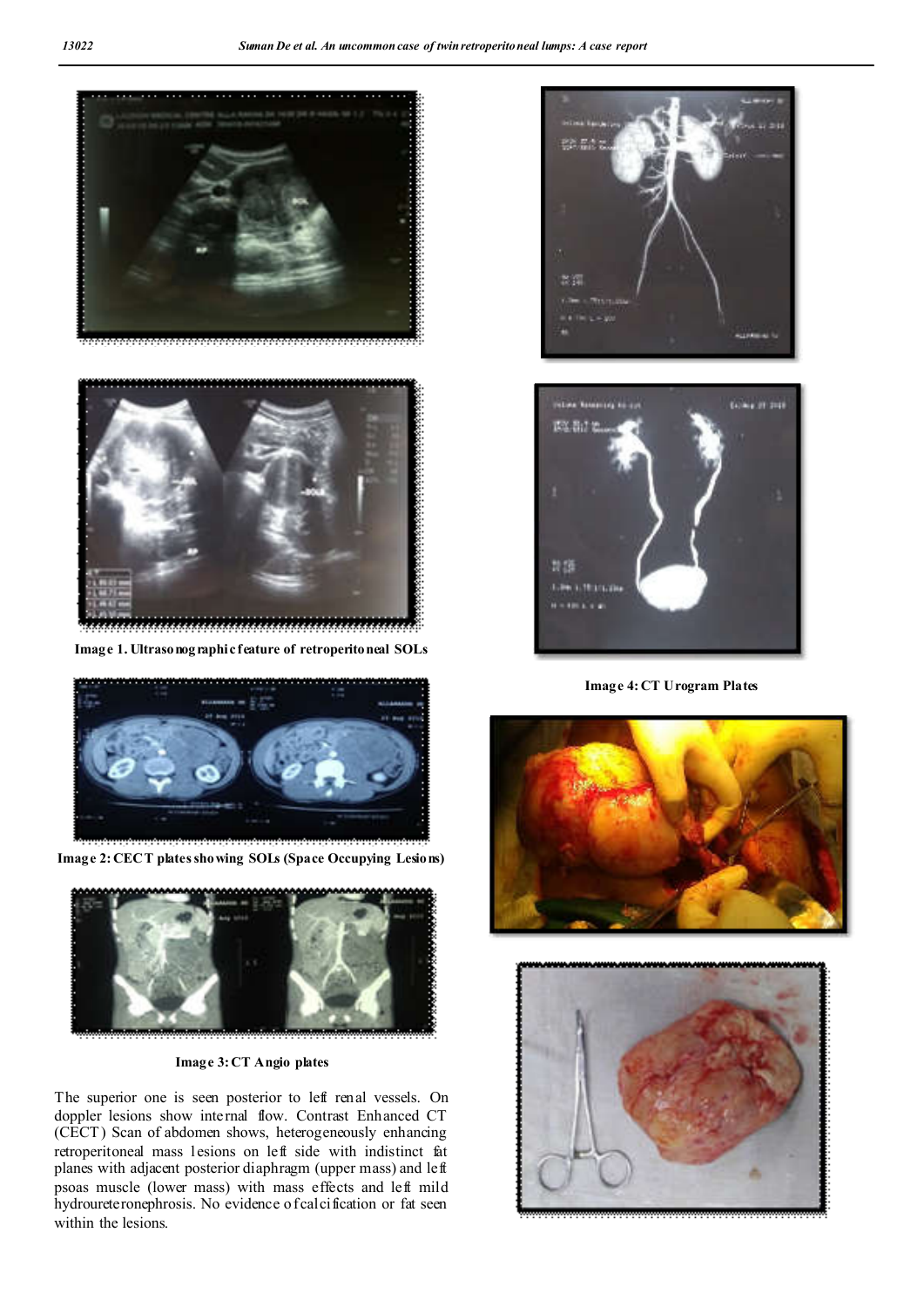Image 1. Ultrasonographic feature of retroperitoneal SOLs

Image 2: CECT plates showing SOLs (Space Occupying Lesions)

Image 3: CT Angio plates

The superior one is seen posterior to left renal vessels. On doppler lesions show internal flow. Contrast Enhanced CT (CECT) Scan of abdomen shows, heterogeneously enhancing retroperitoneal mass lesions on left side with indistinct fat planes with adjacent posterior diaphragm (upper mass) and left psoas muscle (lower mass) with mass effects and left mild hydroureteronephrosis. No evidence of calcification or fat seen within the lesions.

Image 4: CT Urogram Plates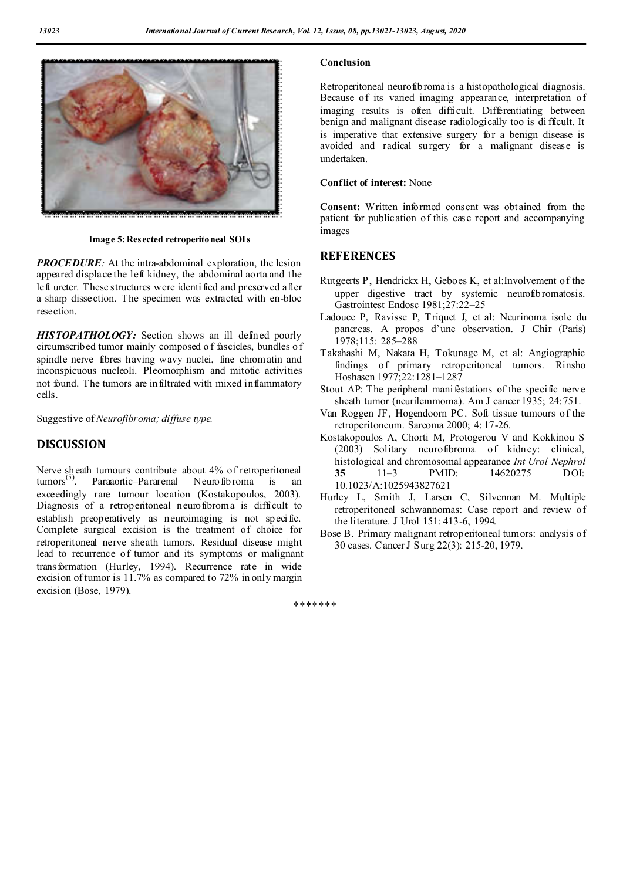Image 5: Resected retroperitoneal SOLs

***PROCEDURE**:* At the intra-abdominal exploration, the lesion appeared displace the left kidney, the abdominal aorta and the left ureter. These structures were identified and preserved after a sharp dissection. The specimen was extracted with en-bloc resection.

***HISTOPATHOLOGY:*** Section shows an ill defined poorly circumscribed tumor mainly composed of fascicles, bundles of spindle nerve fibres having wavy nuclei, fine chromatin and inconspicuous nucleoli. Pleomorphism and mitotic activities not found. The tumors are infiltrated with mixed inflammatory cells.

Suggestive of *Neurofibroma; diffuse type.*

## DISCUSSION

Nerve sheath tumours contribute about 4% of retroperitoneal tumors[5]. Paraaortic–Pararenal Neurofibroma is an exceedingly rare tumour location (Kostakopoulos, 2003). Diagnosis of a retroperitoneal neurofibroma is difficult to establish preoperatively as neuroimaging is not specific. Complete surgical excision is the treatment of choice for retroperitoneal nerve sheath tumors. Residual disease might lead to recurrence of tumor and its symptoms or malignant transformation (Hurley, 1994). Recurrence rate in wide excision of tumor is 11.7% as compared to 72% in only margin excision (Bose, 1979).

**Conclusion**

Retroperitoneal neurofibroma is a histopathological diagnosis. Because of its varied imaging appearance, interpretation of imaging results is often difficult. Differentiating between benign and malignant disease radiologically too is difficult. It is imperative that extensive surgery for a benign disease is avoided and radical surgery for a malignant disease is undertaken.

**Conflict of interest:** None

**Consent:** Written informed consent was obtained from the patient for publication of this case report and accompanying images

## REFERENCES

Rutgeerts P, Hendrickx H, Geboes K, et al:Involvement of the upper digestive tract by systemic neurofibromatosis. Gastrointest Endosc 1981;27:22–25

Ladouce P, Ravisse P, Triquet J, et al: Neurinoma isole du pancreas. A propos d'une observation. J Chir (Paris) 1978;115: 285–288

Takahashi M, Nakata H, Tokunage M, et al: Angiographic findings of primary retroperitoneal tumors. Rinsho Hoshasen 1977;22:1281–1287

Stout AP: The peripheral manifestations of the specific nerve sheath tumor (neurilemmoma). Am J cancer 1935; 24:751.

Van Roggen JF, Hogendoorn PC. Soft tissue tumours of the retroperitoneum. Sarcoma 2000; 4: 17-26.

Kostakopoulos A, Chorti M, Protogerou V and Kokkinou S (2003) Solitary neurofibroma of kidney: clinical, histological and chromosomal appearance *Int Urol Nephrol* **35** 11–3 PMID: 14620275 DOI: 10.1023/A:1025943827621

Hurley L, Smith J, Larsen C, Silvennan M. Multiple retroperitoneal schwannomas: Case report and review of the literature. J Urol 151: 413-6, 1994.

Bose B. Primary malignant retroperitoneal tumors: analysis of 30 cases. Cancer J Surg 22(3): 215-20, 1979.

\*\*\*\*\*\*\*